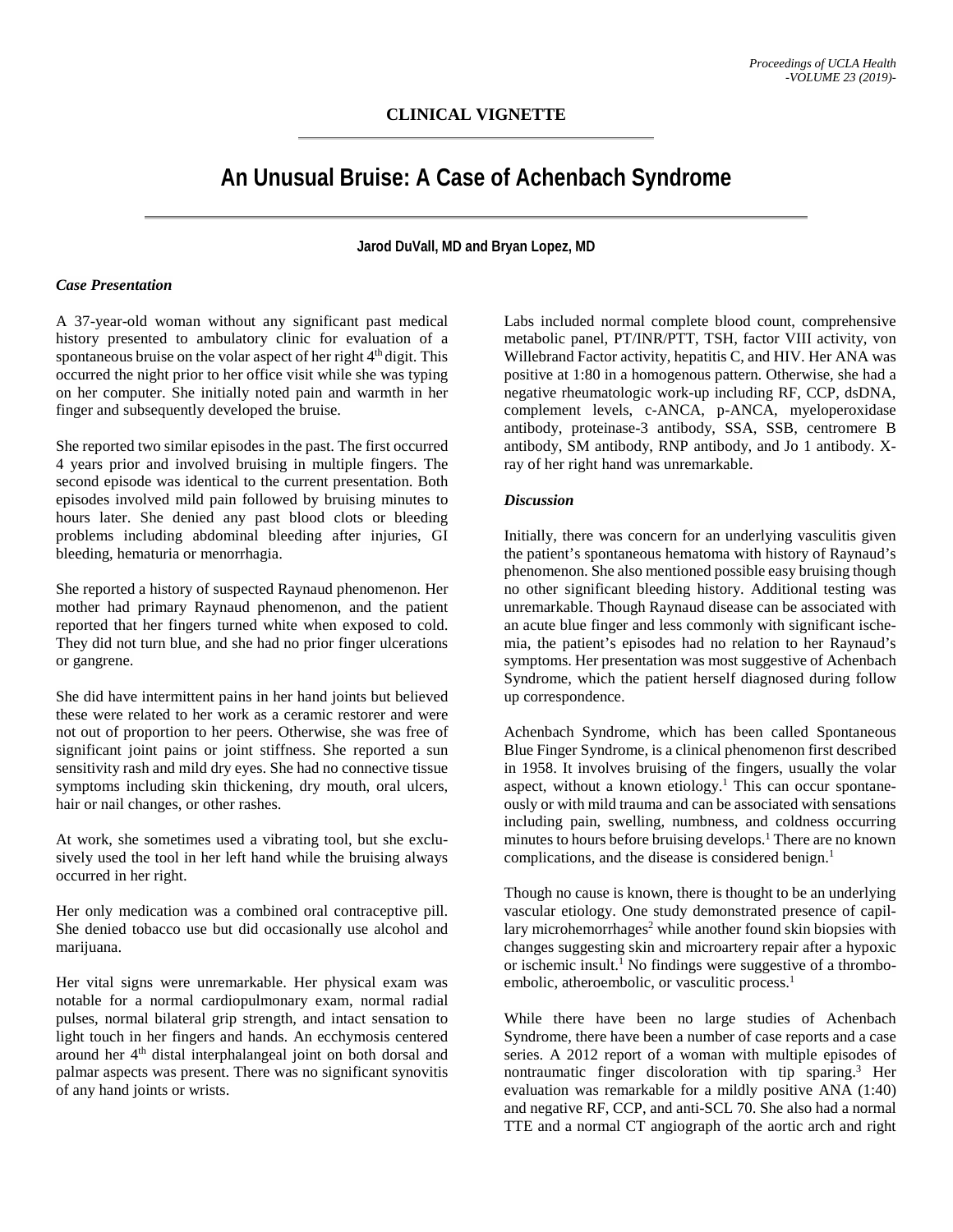**CLINICAL VIGNETTE**

# An Unusual Bruise: A Case of Achenbach Syndrome

**Jarod DuVall, MD and Bryan Lopez, MD**

### *Case Presentation*

A 37-year-old woman without any significant past medical history presented to ambulatory clinic for evaluation of a spontaneous bruise on the volar aspect of her right 4th digit. This occurred the night prior to her office visit while she was typing on her computer. She initially noted pain and warmth in her finger and subsequently developed the bruise.

She reported two similar episodes in the past. The first occurred 4 years prior and involved bruising in multiple fingers. The second episode was identical to the current presentation. Both episodes involved mild pain followed by bruising minutes to hours later. She denied any past blood clots or bleeding problems including abdominal bleeding after injuries, GI bleeding, hematuria or menorrhagia.

She reported a history of suspected Raynaud phenomenon. Her mother had primary Raynaud phenomenon, and the patient reported that her fingers turned white when exposed to cold. They did not turn blue, and she had no prior finger ulcerations or gangrene.

She did have intermittent pains in her hand joints but believed these were related to her work as a ceramic restorer and were not out of proportion to her peers. Otherwise, she was free of significant joint pains or joint stiffness. She reported a sun sensitivity rash and mild dry eyes. She had no connective tissue symptoms including skin thickening, dry mouth, oral ulcers, hair or nail changes, or other rashes.

At work, she sometimes used a vibrating tool, but she exclusively used the tool in her left hand while the bruising always occurred in her right.

Her only medication was a combined oral contraceptive pill. She denied tobacco use but did occasionally use alcohol and marijuana.

Her vital signs were unremarkable. Her physical exam was notable for a normal cardiopulmonary exam, normal radial pulses, normal bilateral grip strength, and intact sensation to light touch in her fingers and hands. An ecchymosis centered around her 4th distal interphalangeal joint on both dorsal and palmar aspects was present. There was no significant synovitis of any hand joints or wrists.

Labs included normal complete blood count, comprehensive metabolic panel, PT/INR/PTT, TSH, factor VIII activity, von Willebrand Factor activity, hepatitis C, and HIV. Her ANA was positive at 1:80 in a homogenous pattern. Otherwise, she had a negative rheumatologic work-up including RF, CCP, dsDNA, complement levels, c-ANCA, p-ANCA, myeloperoxidase antibody, proteinase-3 antibody, SSA, SSB, centromere B antibody, SM antibody, RNP antibody, and Jo 1 antibody. X-ray of her right hand was unremarkable.

### *Discussion*

Initially, there was concern for an underlying vasculitis given the patient's spontaneous hematoma with history of Raynaud's phenomenon. She also mentioned possible easy bruising though no other significant bleeding history. Additional testing was unremarkable. Though Raynaud disease can be associated with an acute blue finger and less commonly with significant ischemia, the patient's episodes had no relation to her Raynaud's symptoms. Her presentation was most suggestive of Achenbach Syndrome, which the patient herself diagnosed during follow up correspondence.

Achenbach Syndrome, which has been called Spontaneous Blue Finger Syndrome, is a clinical phenomenon first described in 1958. It involves bruising of the fingers, usually the volar aspect, without a known etiology.[1] This can occur spontaneously or with mild trauma and can be associated with sensations including pain, swelling, numbness, and coldness occurring minutes to hours before bruising develops.[1] There are no known complications, and the disease is considered benign.[1]

Though no cause is known, there is thought to be an underlying vascular etiology. One study demonstrated presence of capillary microhemorrhages[2] while another found skin biopsies with changes suggesting skin and microartery repair after a hypoxic or ischemic insult.[1] No findings were suggestive of a thromboembolic, atheroembolic, or vasculitic process.[1]

While there have been no large studies of Achenbach Syndrome, there have been a number of case reports and a case series. A 2012 report of a woman with multiple episodes of nontraumatic finger discoloration with tip sparing.[3] Her evaluation was remarkable for a mildly positive ANA (1:40) and negative RF, CCP, and anti-SCL 70. She also had a normal TTE and a normal CT angiograph of the aortic arch and right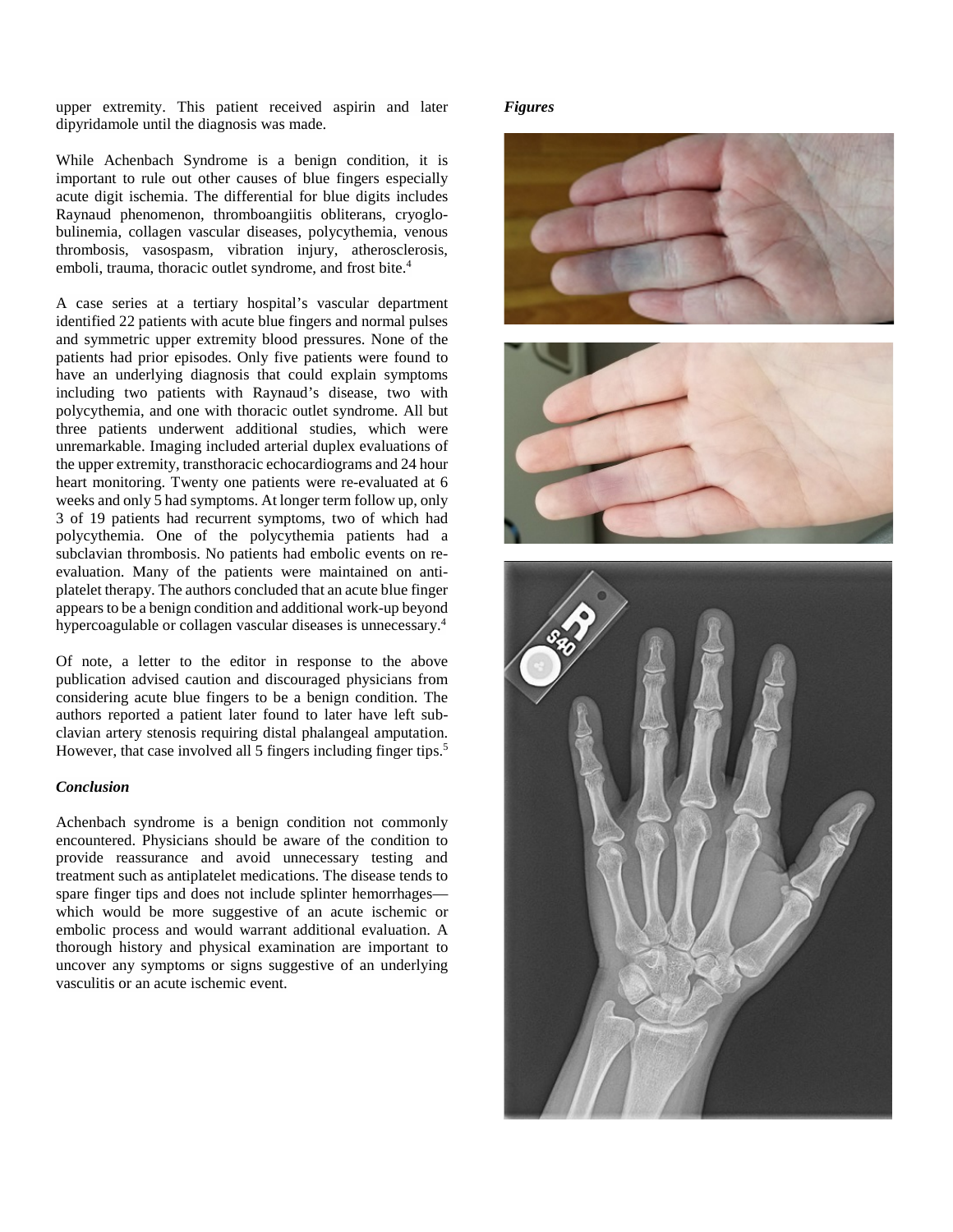upper extremity. This patient received aspirin and later dipyridamole until the diagnosis was made.

While Achenbach Syndrome is a benign condition, it is important to rule out other causes of blue fingers especially acute digit ischemia. The differential for blue digits includes Raynaud phenomenon, thromboangiitis obliterans, cryoglobulinemia, collagen vascular diseases, polycythemia, venous thrombosis, vasospasm, vibration injury, atherosclerosis, emboli, trauma, thoracic outlet syndrome, and frost bite.[4]

A case series at a tertiary hospital's vascular department identified 22 patients with acute blue fingers and normal pulses and symmetric upper extremity blood pressures. None of the patients had prior episodes. Only five patients were found to have an underlying diagnosis that could explain symptoms including two patients with Raynaud's disease, two with polycythemia, and one with thoracic outlet syndrome. All but three patients underwent additional studies, which were unremarkable. Imaging included arterial duplex evaluations of the upper extremity, transthoracic echocardiograms and 24 hour heart monitoring. Twenty one patients were re-evaluated at 6 weeks and only 5 had symptoms. At longer term follow up, only 3 of 19 patients had recurrent symptoms, two of which had polycythemia. One of the polycythemia patients had a subclavian thrombosis. No patients had embolic events on re-evaluation. Many of the patients were maintained on anti-platelet therapy. The authors concluded that an acute blue finger appears to be a benign condition and additional work-up beyond hypercoagulable or collagen vascular diseases is unnecessary.[4]

Of note, a letter to the editor in response to the above publication advised caution and discouraged physicians from considering acute blue fingers to be a benign condition. The authors reported a patient later found to later have left subclavian artery stenosis requiring distal phalangeal amputation. However, that case involved all 5 fingers including finger tips.[5]

### *Conclusion*

Achenbach syndrome is a benign condition not commonly encountered. Physicians should be aware of the condition to provide reassurance and avoid unnecessary testing and treatment such as antiplatelet medications. The disease tends to spare finger tips and does not include splinter hemorrhages—which would be more suggestive of an acute ischemic or embolic process and would warrant additional evaluation. A thorough history and physical examination are important to uncover any symptoms or signs suggestive of an underlying vasculitis or an acute ischemic event.

### *Figures*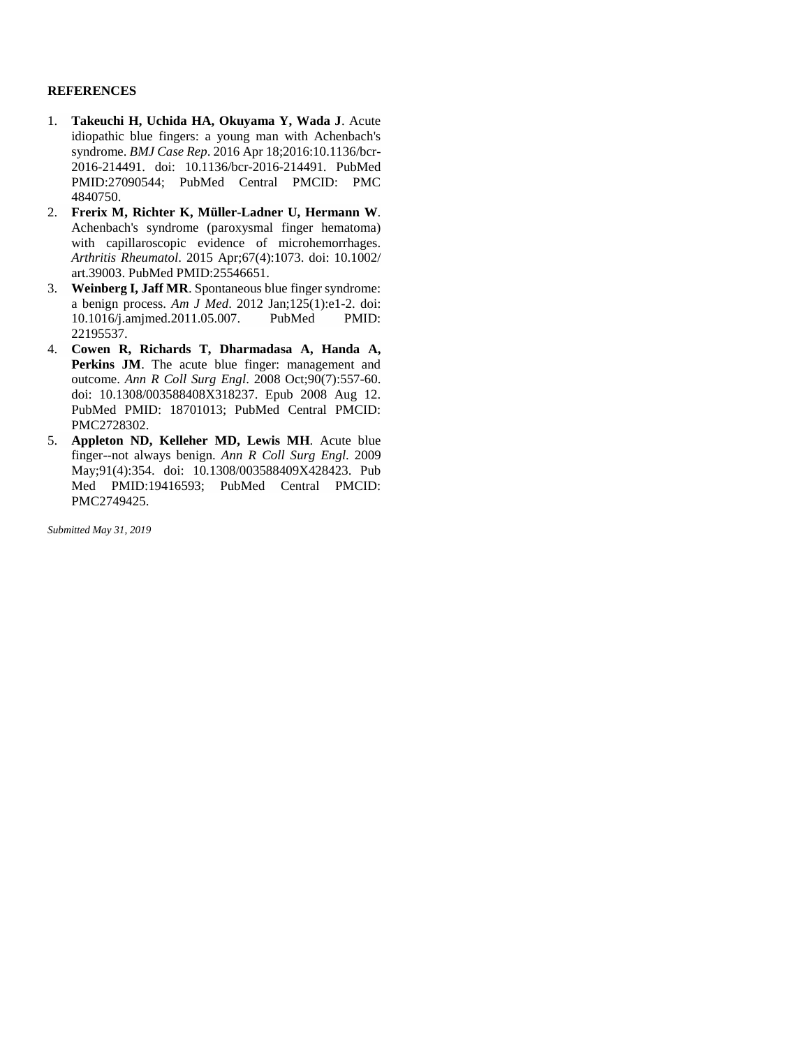**REFERENCES**

1. **Takeuchi H, Uchida HA, Okuyama Y, Wada J**. Acute idiopathic blue fingers: a young man with Achenbach's syndrome. *BMJ Case Rep*. 2016 Apr 18;2016:10.1136/bcr-2016-214491. doi: 10.1136/bcr-2016-214491. PubMed PMID:27090544; PubMed Central PMCID: PMC 4840750.
2. **Frerix M, Richter K, Müller-Ladner U, Hermann W**. Achenbach's syndrome (paroxysmal finger hematoma) with capillaroscopic evidence of microhemorrhages. *Arthritis Rheumatol*. 2015 Apr;67(4):1073. doi: 10.1002/art.39003. PubMed PMID:25546651.
3. **Weinberg I, Jaff MR**. Spontaneous blue finger syndrome: a benign process. *Am J Med*. 2012 Jan;125(1):e1-2. doi: 10.1016/j.amjmed.2011.05.007. PubMed PMID: 22195537.
4. **Cowen R, Richards T, Dharmadasa A, Handa A, Perkins JM**. The acute blue finger: management and outcome. *Ann R Coll Surg Engl*. 2008 Oct;90(7):557-60. doi: 10.1308/003588408X318237. Epub 2008 Aug 12. PubMed PMID: 18701013; PubMed Central PMCID: PMC2728302.
5. **Appleton ND, Kelleher MD, Lewis MH**. Acute blue finger--not always benign. *Ann R Coll Surg Engl*. 2009 May;91(4):354. doi: 10.1308/003588409X428423. Pub Med PMID:19416593; PubMed Central PMCID: PMC2749425.

*Submitted May 31, 2019*